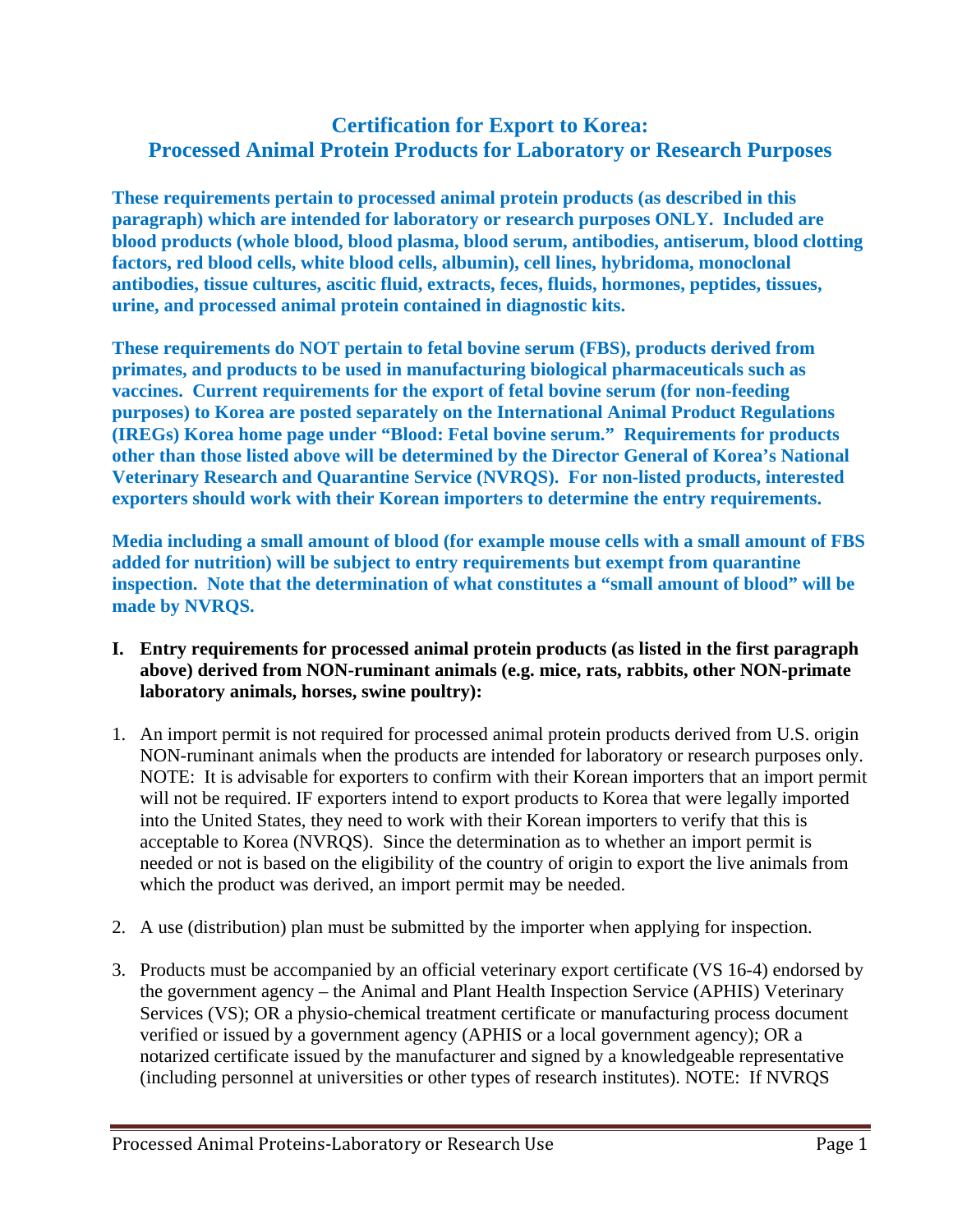# Certification for Export to Korea:
# Processed Animal Protein Products for Laboratory or Research Purposes

**These requirements pertain to processed animal protein products (as described in this paragraph) which are intended for laboratory or research purposes ONLY. Included are blood products (whole blood, blood plasma, blood serum, antibodies, antiserum, blood clotting factors, red blood cells, white blood cells, albumin), cell lines, hybridoma, monoclonal antibodies, tissue cultures, ascitic fluid, extracts, feces, fluids, hormones, peptides, tissues, urine, and processed animal protein contained in diagnostic kits.**

**These requirements do NOT pertain to fetal bovine serum (FBS), products derived from primates, and products to be used in manufacturing biological pharmaceuticals such as vaccines. Current requirements for the export of fetal bovine serum (for non-feeding purposes) to Korea are posted separately on the International Animal Product Regulations (IREGs) Korea home page under "Blood: Fetal bovine serum." Requirements for products other than those listed above will be determined by the Director General of Korea's National Veterinary Research and Quarantine Service (NVRQS). For non-listed products, interested exporters should work with their Korean importers to determine the entry requirements.**

**Media including a small amount of blood (for example mouse cells with a small amount of FBS added for nutrition) will be subject to entry requirements but exempt from quarantine inspection. Note that the determination of what constitutes a "small amount of blood" will be made by NVRQS.**

## I. Entry requirements for processed animal protein products (as listed in the first paragraph above) derived from NON-ruminant animals (e.g. mice, rats, rabbits, other NON-primate laboratory animals, horses, swine poultry):

1. An import permit is not required for processed animal protein products derived from U.S. origin NON-ruminant animals when the products are intended for laboratory or research purposes only. NOTE: It is advisable for exporters to confirm with their Korean importers that an import permit will not be required. IF exporters intend to export products to Korea that were legally imported into the United States, they need to work with their Korean importers to verify that this is acceptable to Korea (NVRQS). Since the determination as to whether an import permit is needed or not is based on the eligibility of the country of origin to export the live animals from which the product was derived, an import permit may be needed.

2. A use (distribution) plan must be submitted by the importer when applying for inspection.

3. Products must be accompanied by an official veterinary export certificate (VS 16-4) endorsed by the government agency – the Animal and Plant Health Inspection Service (APHIS) Veterinary Services (VS); OR a physio-chemical treatment certificate or manufacturing process document verified or issued by a government agency (APHIS or a local government agency); OR a notarized certificate issued by the manufacturer and signed by a knowledgeable representative (including personnel at universities or other types of research institutes). NOTE: If NVRQS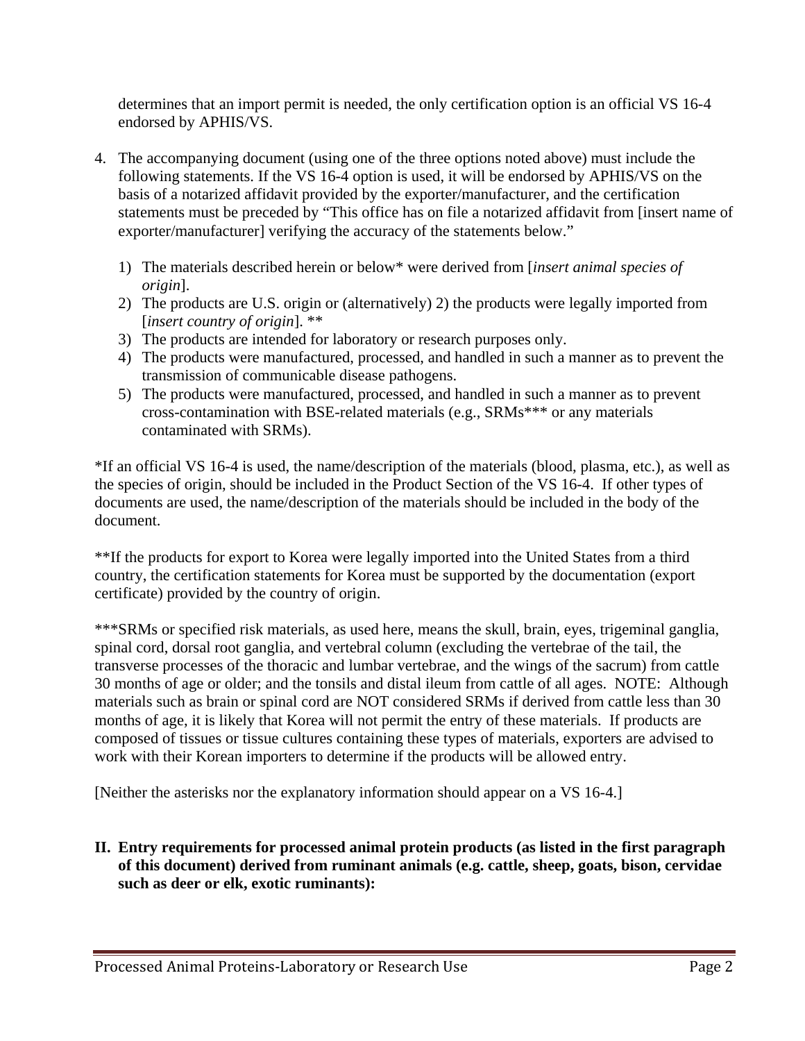determines that an import permit is needed, the only certification option is an official VS 16-4 endorsed by APHIS/VS.

4. The accompanying document (using one of the three options noted above) must include the following statements. If the VS 16-4 option is used, it will be endorsed by APHIS/VS on the basis of a notarized affidavit provided by the exporter/manufacturer, and the certification statements must be preceded by "This office has on file a notarized affidavit from [insert name of exporter/manufacturer] verifying the accuracy of the statements below."

    1) The materials described herein or below* were derived from [*insert animal species of origin*].
    2) The products are U.S. origin or (alternatively) 2) the products were legally imported from [*insert country of origin*]. **
    3) The products are intended for laboratory or research purposes only.
    4) The products were manufactured, processed, and handled in such a manner as to prevent the transmission of communicable disease pathogens.
    5) The products were manufactured, processed, and handled in such a manner as to prevent cross-contamination with BSE-related materials (e.g., SRMs*** or any materials contaminated with SRMs).

*If an official VS 16-4 is used, the name/description of the materials (blood, plasma, etc.), as well as the species of origin, should be included in the Product Section of the VS 16-4. If other types of documents are used, the name/description of the materials should be included in the body of the document.

**If the products for export to Korea were legally imported into the United States from a third country, the certification statements for Korea must be supported by the documentation (export certificate) provided by the country of origin.

***SRMs or specified risk materials, as used here, means the skull, brain, eyes, trigeminal ganglia, spinal cord, dorsal root ganglia, and vertebral column (excluding the vertebrae of the tail, the transverse processes of the thoracic and lumbar vertebrae, and the wings of the sacrum) from cattle 30 months of age or older; and the tonsils and distal ileum from cattle of all ages. NOTE: Although materials such as brain or spinal cord are NOT considered SRMs if derived from cattle less than 30 months of age, it is likely that Korea will not permit the entry of these materials. If products are composed of tissues or tissue cultures containing these types of materials, exporters are advised to work with their Korean importers to determine if the products will be allowed entry.

[Neither the asterisks nor the explanatory information should appear on a VS 16-4.]

## II. Entry requirements for processed animal protein products (as listed in the first paragraph of this document) derived from ruminant animals (e.g. cattle, sheep, goats, bison, cervidae such as deer or elk, exotic ruminants):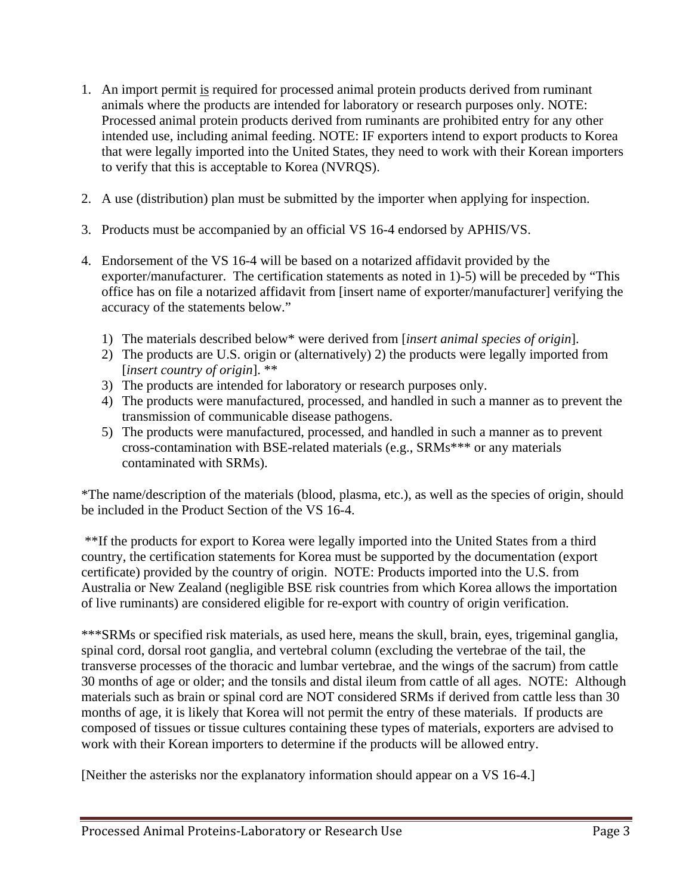1. An import permit is required for processed animal protein products derived from ruminant animals where the products are intended for laboratory or research purposes only. NOTE: Processed animal protein products derived from ruminants are prohibited entry for any other intended use, including animal feeding. NOTE: IF exporters intend to export products to Korea that were legally imported into the United States, they need to work with their Korean importers to verify that this is acceptable to Korea (NVRQS).

2. A use (distribution) plan must be submitted by the importer when applying for inspection.

3. Products must be accompanied by an official VS 16-4 endorsed by APHIS/VS.

4. Endorsement of the VS 16-4 will be based on a notarized affidavit provided by the exporter/manufacturer. The certification statements as noted in 1)-5) will be preceded by "This office has on file a notarized affidavit from [insert name of exporter/manufacturer] verifying the accuracy of the statements below."

   1) The materials described below* were derived from [*insert animal species of origin*].
   2) The products are U.S. origin or (alternatively) 2) the products were legally imported from [*insert country of origin*]. **
   3) The products are intended for laboratory or research purposes only.
   4) The products were manufactured, processed, and handled in such a manner as to prevent the transmission of communicable disease pathogens.
   5) The products were manufactured, processed, and handled in such a manner as to prevent cross-contamination with BSE-related materials (e.g., SRMs*** or any materials contaminated with SRMs).

*The name/description of the materials (blood, plasma, etc.), as well as the species of origin, should be included in the Product Section of the VS 16-4.

**If the products for export to Korea were legally imported into the United States from a third country, the certification statements for Korea must be supported by the documentation (export certificate) provided by the country of origin. NOTE: Products imported into the U.S. from Australia or New Zealand (negligible BSE risk countries from which Korea allows the importation of live ruminants) are considered eligible for re-export with country of origin verification.

***SRMs or specified risk materials, as used here, means the skull, brain, eyes, trigeminal ganglia, spinal cord, dorsal root ganglia, and vertebral column (excluding the vertebrae of the tail, the transverse processes of the thoracic and lumbar vertebrae, and the wings of the sacrum) from cattle 30 months of age or older; and the tonsils and distal ileum from cattle of all ages. NOTE: Although materials such as brain or spinal cord are NOT considered SRMs if derived from cattle less than 30 months of age, it is likely that Korea will not permit the entry of these materials. If products are composed of tissues or tissue cultures containing these types of materials, exporters are advised to work with their Korean importers to determine if the products will be allowed entry.

[Neither the asterisks nor the explanatory information should appear on a VS 16-4.]